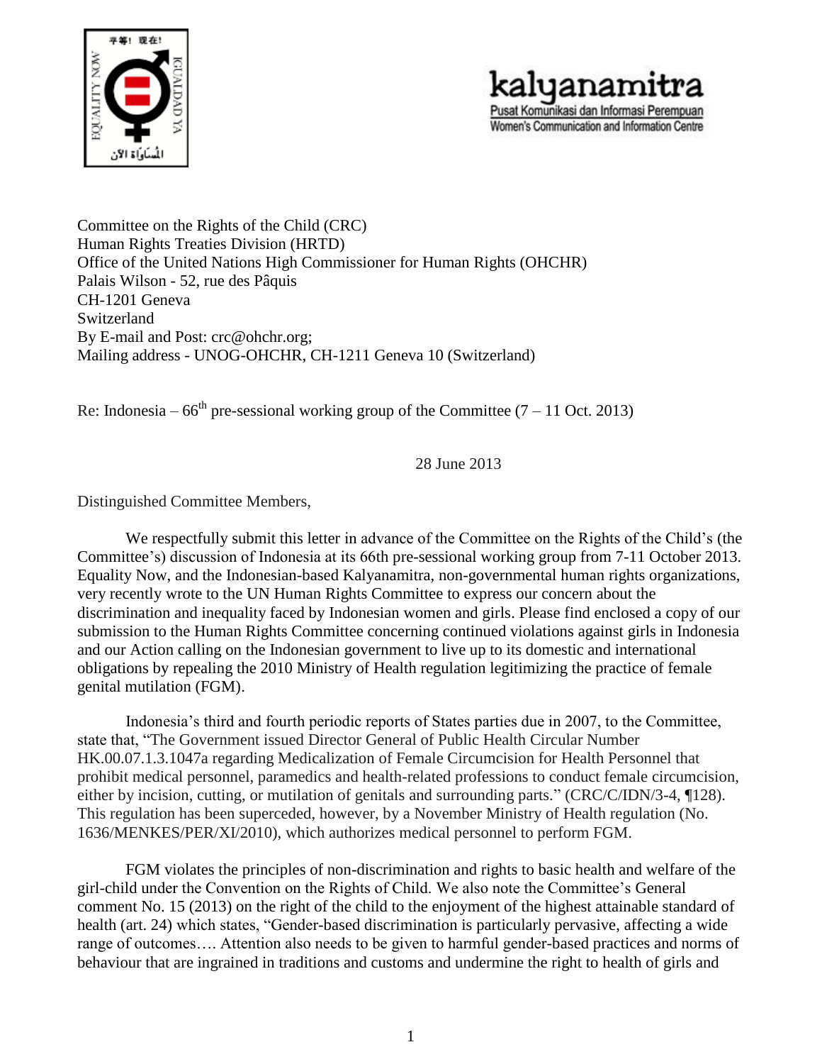kalyanamitra
Pusat Komunikasi dan Informasi Perempuan
Women's Communication and Information Centre

Committee on the Rights of the Child (CRC)
Human Rights Treaties Division (HRTD)
Office of the United Nations High Commissioner for Human Rights (OHCHR)
Palais Wilson - 52, rue des Pâquis
CH-1201 Geneva
Switzerland
By E-mail and Post: crc@ohchr.org;
Mailing address - UNOG-OHCHR, CH-1211 Geneva 10 (Switzerland)

Re: Indonesia – 66th pre-sessional working group of the Committee (7 – 11 Oct. 2013)

28 June 2013

Distinguished Committee Members,

We respectfully submit this letter in advance of the Committee on the Rights of the Child's (the Committee's) discussion of Indonesia at its 66th pre-sessional working group from 7-11 October 2013. Equality Now, and the Indonesian-based Kalyanamitra, non-governmental human rights organizations, very recently wrote to the UN Human Rights Committee to express our concern about the discrimination and inequality faced by Indonesian women and girls. Please find enclosed a copy of our submission to the Human Rights Committee concerning continued violations against girls in Indonesia and our Action calling on the Indonesian government to live up to its domestic and international obligations by repealing the 2010 Ministry of Health regulation legitimizing the practice of female genital mutilation (FGM).

Indonesia's third and fourth periodic reports of States parties due in 2007, to the Committee, state that, "The Government issued Director General of Public Health Circular Number HK.00.07.1.3.1047a regarding Medicalization of Female Circumcision for Health Personnel that prohibit medical personnel, paramedics and health-related professions to conduct female circumcision, either by incision, cutting, or mutilation of genitals and surrounding parts." (CRC/C/IDN/3-4, ¶128). This regulation has been superceded, however, by a November Ministry of Health regulation (No. 1636/MENKES/PER/XI/2010), which authorizes medical personnel to perform FGM.

FGM violates the principles of non-discrimination and rights to basic health and welfare of the girl-child under the Convention on the Rights of Child. We also note the Committee's General comment No. 15 (2013) on the right of the child to the enjoyment of the highest attainable standard of health (art. 24) which states, "Gender-based discrimination is particularly pervasive, affecting a wide range of outcomes…. Attention also needs to be given to harmful gender-based practices and norms of behaviour that are ingrained in traditions and customs and undermine the right to health of girls and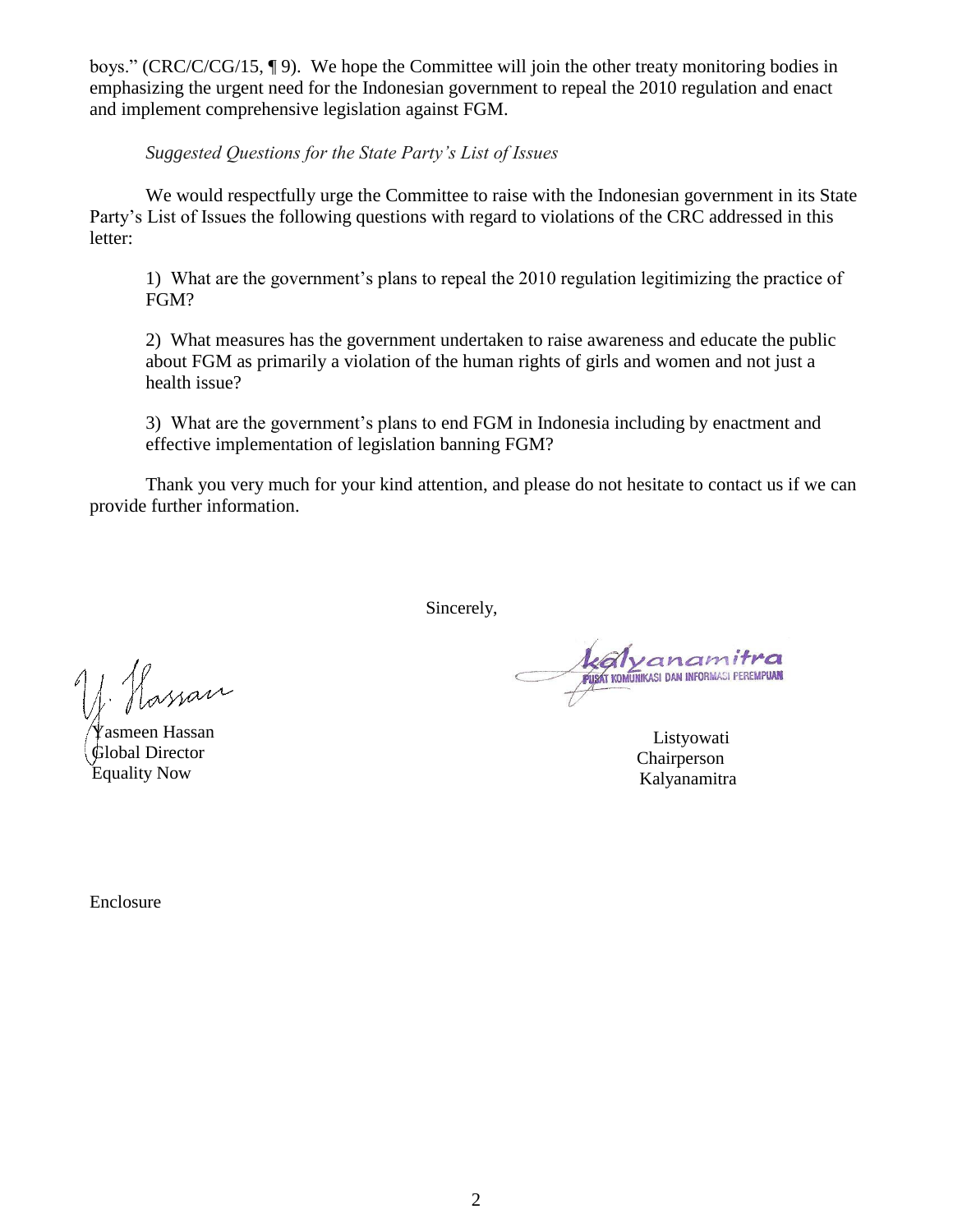boys." (CRC/C/CG/15, ¶ 9). We hope the Committee will join the other treaty monitoring bodies in emphasizing the urgent need for the Indonesian government to repeal the 2010 regulation and enact and implement comprehensive legislation against FGM.

*Suggested Questions for the State Party's List of Issues*

We would respectfully urge the Committee to raise with the Indonesian government in its State Party's List of Issues the following questions with regard to violations of the CRC addressed in this letter:

1) What are the government's plans to repeal the 2010 regulation legitimizing the practice of FGM?

2) What measures has the government undertaken to raise awareness and educate the public about FGM as primarily a violation of the human rights of girls and women and not just a health issue?

3) What are the government's plans to end FGM in Indonesia including by enactment and effective implementation of legislation banning FGM?

Thank you very much for your kind attention, and please do not hesitate to contact us if we can provide further information.

Sincerely,

Yasmeen Hassan
Global Director
Equality Now

kalyanamitra
PUSAT KOMUNIKASI DAN INFORMASI PEREMPUAN

Listyowati
Chairperson
Kalyanamitra

Enclosure